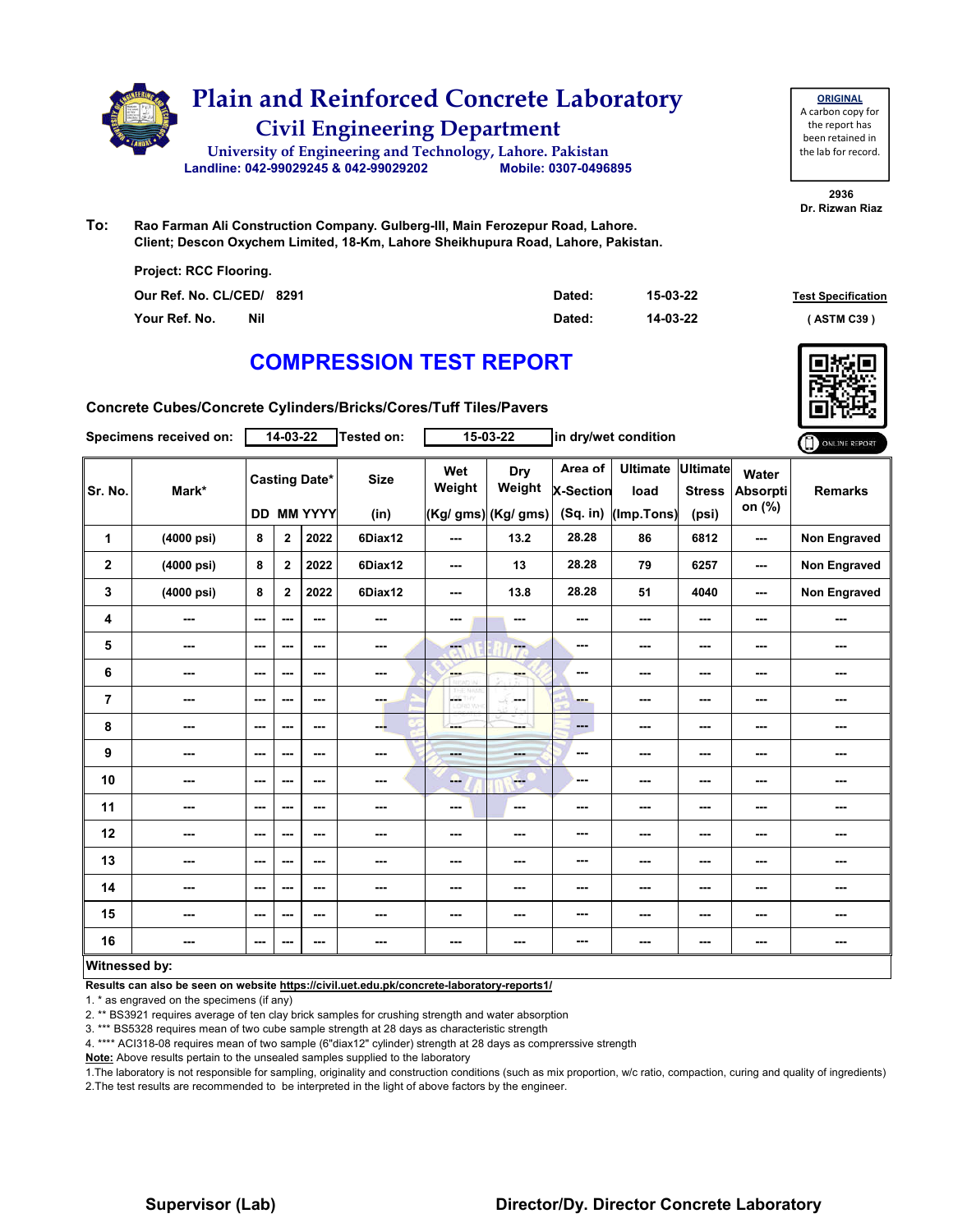# Plain and Reinforced Concrete Laboratory

## Civil Engineering Department

University of Engineering and Technology, Lahore. Pakistan

Landline: 042-99029245 & 042-99029202 Mobile: 0307-0496895

**ORIGINAL**
A carbon copy for the report has been retained in the lab for record.

2936
Dr. Rizwan Riaz

**To:** Rao Farman Ali Construction Company. Gulberg-III, Main Ferozepur Road, Lahore.
Client; Descon Oxychem Limited, 18-Km, Lahore Sheikhupura Road, Lahore, Pakistan.

Project: RCC Flooring.

Our Ref. No. CL/CED/ 8291 Dated: 15-03-22

Your Ref. No. Nil Dated: 14-03-22

Test Specification (ASTM C39)

# COMPRESSION TEST REPORT

**Concrete Cubes/Concrete Cylinders/Bricks/Cores/Tuff Tiles/Pavers**

Specimens received on: 14-03-22 Tested on: 15-03-22 in dry/wet condition

ONLINE REPORT

| Sr. No. | Mark* | Casting Date* DD | MM | YYYY | Size (in) | Wet Weight (Kg/ gms) | Dry Weight (Kg/ gms) | Area of X-Section (Sq. in) | Ultimate load (Imp.Tons) | Ultimate Stress (psi) | Water Absorption (%) | Remarks |
|---|---|---|---|---|---|---|---|---|---|---|---|---|
| 1 | (4000 psi) | 8 | 2 | 2022 | 6Diax12 | --- | 13.2 | 28.28 | 86 | 6812 | --- | Non Engraved |
| 2 | (4000 psi) | 8 | 2 | 2022 | 6Diax12 | --- | 13 | 28.28 | 79 | 6257 | --- | Non Engraved |
| 3 | (4000 psi) | 8 | 2 | 2022 | 6Diax12 | --- | 13.8 | 28.28 | 51 | 4040 | --- | Non Engraved |
| 4 | --- | --- | --- | --- | --- | --- | --- | --- | --- | --- | --- | --- |
| 5 | --- | --- | --- | --- | --- | --- | --- | --- | --- | --- | --- | --- |
| 6 | --- | --- | --- | --- | --- | --- | --- | --- | --- | --- | --- | --- |
| 7 | --- | --- | --- | --- | --- | --- | --- | --- | --- | --- | --- | --- |
| 8 | --- | --- | --- | --- | --- | --- | --- | --- | --- | --- | --- | --- |
| 9 | --- | --- | --- | --- | --- | --- | --- | --- | --- | --- | --- | --- |
| 10 | --- | --- | --- | --- | --- | --- | --- | --- | --- | --- | --- | --- |
| 11 | --- | --- | --- | --- | --- | --- | --- | --- | --- | --- | --- | --- |
| 12 | --- | --- | --- | --- | --- | --- | --- | --- | --- | --- | --- | --- |
| 13 | --- | --- | --- | --- | --- | --- | --- | --- | --- | --- | --- | --- |
| 14 | --- | --- | --- | --- | --- | --- | --- | --- | --- | --- | --- | --- |
| 15 | --- | --- | --- | --- | --- | --- | --- | --- | --- | --- | --- | --- |
| 16 | --- | --- | --- | --- | --- | --- | --- | --- | --- | --- | --- | --- |

**Witnessed by:**

**Results can also be seen on website https://civil.uet.edu.pk/concrete-laboratory-reports1/**

1. * as engraved on the specimens (if any)
2. ** BS3921 requires average of ten clay brick samples for crushing strength and water absorption
3. *** BS5328 requires mean of two cube sample strength at 28 days as characteristic strength
4. **** ACI318-08 requires mean of two sample (6"diax12" cylinder) strength at 28 days as comprerssive strength

**Note:** Above results pertain to the unsealed samples supplied to the laboratory

1.The laboratory is not responsible for sampling, originality and construction conditions (such as mix proportion, w/c ratio, compaction, curing and quality of ingredients)
2.The test results are recommended to be interpreted in the light of above factors by the engineer.

**Supervisor (Lab)** **Director/Dy. Director Concrete Laboratory**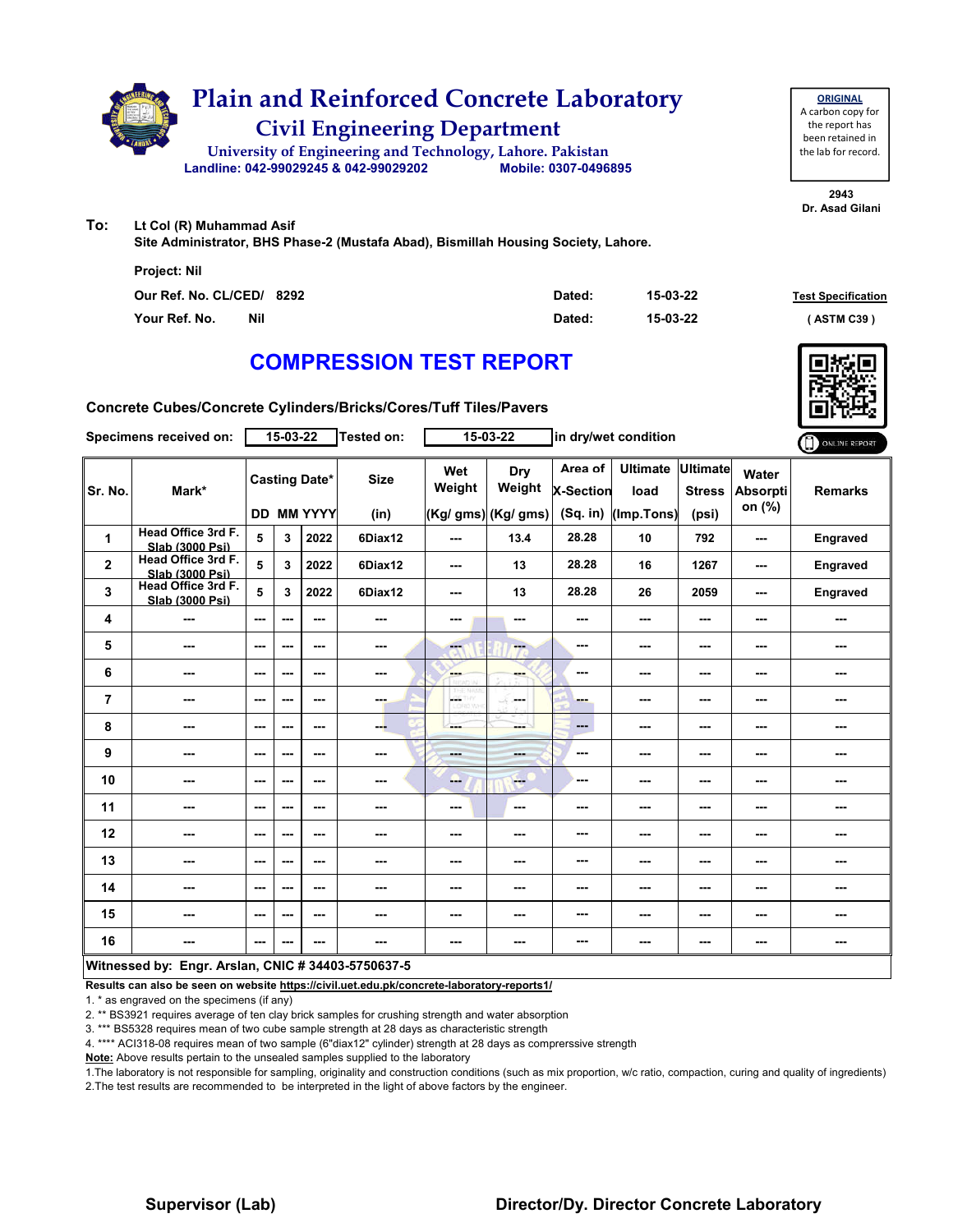# Plain and Reinforced Concrete Laboratory

## Civil Engineering Department

University of Engineering and Technology, Lahore. Pakistan

Landline: 042-99029245 & 042-99029202 Mobile: 0307-0496895

**ORIGINAL**
A carbon copy for the report has been retained in the lab for record.

2943
Dr. Asad Gilani

**To:** Lt Col (R) Muhammad Asif
Site Administrator, BHS Phase-2 (Mustafa Abad), Bismillah Housing Society, Lahore.

Project: Nil

Our Ref. No. CL/CED/ 8292 Dated: 15-03-22

Your Ref. No. Nil Dated: 15-03-22

**Test Specification** ( ASTM C39 )

# COMPRESSION TEST REPORT

**Concrete Cubes/Concrete Cylinders/Bricks/Cores/Tuff Tiles/Pavers**

Specimens received on: 15-03-22 Tested on: 15-03-22 in dry/wet condition

ONLINE REPORT

| Sr. No. | Mark* | Casting Date* DD | MM | YYYY | Size (in) | Wet Weight (Kg/ gms) | Dry Weight (Kg/ gms) | Area of X-Section (Sq. in) | Ultimate load (Imp.Tons) | Ultimate Stress (psi) | Water Absorption (%) | Remarks |
|---|---|---|---|---|---|---|---|---|---|---|---|---|
| 1 | Head Office 3rd F. Slab (3000 Psi) | 5 | 3 | 2022 | 6Diax12 | --- | 13.4 | 28.28 | 10 | 792 | --- | Engraved |
| 2 | Head Office 3rd F. Slab (3000 Psi) | 5 | 3 | 2022 | 6Diax12 | --- | 13 | 28.28 | 16 | 1267 | --- | Engraved |
| 3 | Head Office 3rd F. Slab (3000 Psi) | 5 | 3 | 2022 | 6Diax12 | --- | 13 | 28.28 | 26 | 2059 | --- | Engraved |
| 4 | --- | --- | --- | --- | --- | --- | --- | --- | --- | --- | --- | --- |
| 5 | --- | --- | --- | --- | --- | --- | --- | --- | --- | --- | --- | --- |
| 6 | --- | --- | --- | --- | --- | --- | --- | --- | --- | --- | --- | --- |
| 7 | --- | --- | --- | --- | --- | --- | --- | --- | --- | --- | --- | --- |
| 8 | --- | --- | --- | --- | --- | --- | --- | --- | --- | --- | --- | --- |
| 9 | --- | --- | --- | --- | --- | --- | --- | --- | --- | --- | --- | --- |
| 10 | --- | --- | --- | --- | --- | --- | --- | --- | --- | --- | --- | --- |
| 11 | --- | --- | --- | --- | --- | --- | --- | --- | --- | --- | --- | --- |
| 12 | --- | --- | --- | --- | --- | --- | --- | --- | --- | --- | --- | --- |
| 13 | --- | --- | --- | --- | --- | --- | --- | --- | --- | --- | --- | --- |
| 14 | --- | --- | --- | --- | --- | --- | --- | --- | --- | --- | --- | --- |
| 15 | --- | --- | --- | --- | --- | --- | --- | --- | --- | --- | --- | --- |
| 16 | --- | --- | --- | --- | --- | --- | --- | --- | --- | --- | --- | --- |

**Witnessed by: Engr. Arslan, CNIC # 34403-5750637-5**

**Results can also be seen on website https://civil.uet.edu.pk/concrete-laboratory-reports1/**

1. * as engraved on the specimens (if any)
2. ** BS3921 requires average of ten clay brick samples for crushing strength and water absorption
3. *** BS5328 requires mean of two cube sample strength at 28 days as characteristic strength
4. **** ACI318-08 requires mean of two sample (6"diax12" cylinder) strength at 28 days as comprerssive strength

**Note:** Above results pertain to the unsealed samples supplied to the laboratory

1.The laboratory is not responsible for sampling, originality and construction conditions (such as mix proportion, w/c ratio, compaction, curing and quality of ingredients)
2.The test results are recommended to be interpreted in the light of above factors by the engineer.

**Supervisor (Lab)** **Director/Dy. Director Concrete Laboratory**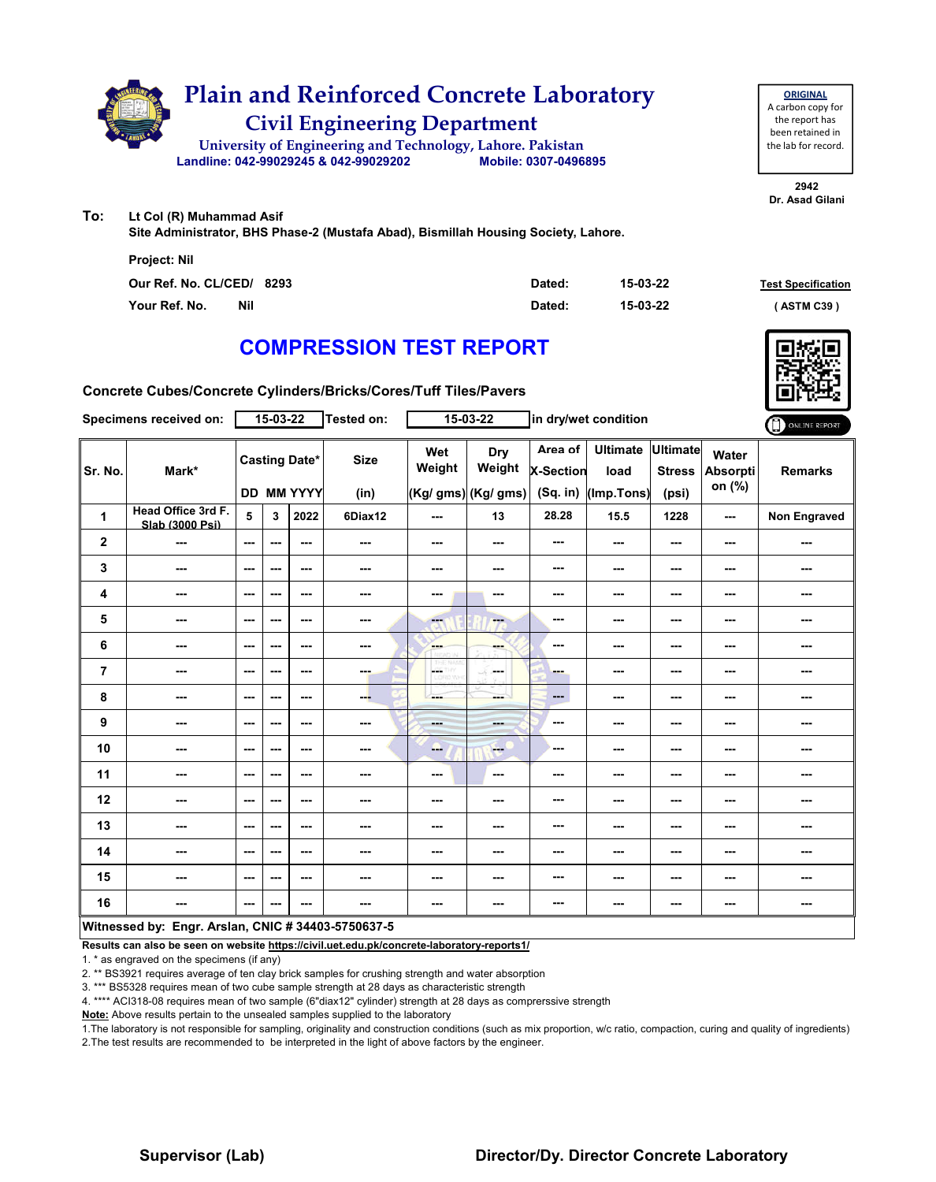# Plain and Reinforced Concrete Laboratory

## Civil Engineering Department

University of Engineering and Technology, Lahore. Pakistan

Landline: 042-99029245 & 042-99029202 Mobile: 0307-0496895

**ORIGINAL**
A carbon copy for the report has been retained in the lab for record.

2942
Dr. Asad Gilani

**To:** Lt Col (R) Muhammad Asif
Site Administrator, BHS Phase-2 (Mustafa Abad), Bismillah Housing Society, Lahore.

Project: Nil

Our Ref. No. CL/CED/ 8293 Dated: 15-03-22

Your Ref. No. Nil Dated: 15-03-22

Test Specification
( ASTM C39 )

# COMPRESSION TEST REPORT

Concrete Cubes/Concrete Cylinders/Bricks/Cores/Tuff Tiles/Pavers

Specimens received on: 15-03-22 Tested on: 15-03-22 in dry/wet condition

| Sr. No. | Mark* | Casting Date* | | | Size | Wet Weight | Dry Weight | Area of X-Section | Ultimate load | Ultimate Stress | Water Absorption (%) | Remarks |
|---|---|---|---|---|---|---|---|---|---|---|---|---|
| | | DD | MM | YYYY | (in) | (Kg/ gms) | (Kg/ gms) | (Sq. in) | (Imp.Tons) | (psi) | | |
| 1 | Head Office 3rd F. Slab (3000 Psi) | 5 | 3 | 2022 | 6Diax12 | --- | 13 | 28.28 | 15.5 | 1228 | --- | Non Engraved |
| 2 | --- | --- | --- | --- | --- | --- | --- | --- | --- | --- | --- | --- |
| 3 | --- | --- | --- | --- | --- | --- | --- | --- | --- | --- | --- | --- |
| 4 | --- | --- | --- | --- | --- | --- | --- | --- | --- | --- | --- | --- |
| 5 | --- | --- | --- | --- | --- | --- | --- | --- | --- | --- | --- | --- |
| 6 | --- | --- | --- | --- | --- | --- | --- | --- | --- | --- | --- | --- |
| 7 | --- | --- | --- | --- | --- | --- | --- | --- | --- | --- | --- | --- |
| 8 | --- | --- | --- | --- | --- | --- | --- | --- | --- | --- | --- | --- |
| 9 | --- | --- | --- | --- | --- | --- | --- | --- | --- | --- | --- | --- |
| 10 | --- | --- | --- | --- | --- | --- | --- | --- | --- | --- | --- | --- |
| 11 | --- | --- | --- | --- | --- | --- | --- | --- | --- | --- | --- | --- |
| 12 | --- | --- | --- | --- | --- | --- | --- | --- | --- | --- | --- | --- |
| 13 | --- | --- | --- | --- | --- | --- | --- | --- | --- | --- | --- | --- |
| 14 | --- | --- | --- | --- | --- | --- | --- | --- | --- | --- | --- | --- |
| 15 | --- | --- | --- | --- | --- | --- | --- | --- | --- | --- | --- | --- |
| 16 | --- | --- | --- | --- | --- | --- | --- | --- | --- | --- | --- | --- |

**Witnessed by: Engr. Arslan, CNIC # 34403-5750637-5**

**Results can also be seen on website https://civil.uet.edu.pk/concrete-laboratory-reports1/**

1. * as engraved on the specimens (if any)
2. ** BS3921 requires average of ten clay brick samples for crushing strength and water absorption
3. *** BS5328 requires mean of two cube sample strength at 28 days as characteristic strength
4. **** ACI318-08 requires mean of two sample (6"diax12" cylinder) strength at 28 days as comprerssive strength

**Note:** Above results pertain to the unsealed samples supplied to the laboratory

1.The laboratory is not responsible for sampling, originality and construction conditions (such as mix proportion, w/c ratio, compaction, curing and quality of ingredients)
2.The test results are recommended to be interpreted in the light of above factors by the engineer.

**Supervisor (Lab)** **Director/Dy. Director Concrete Laboratory**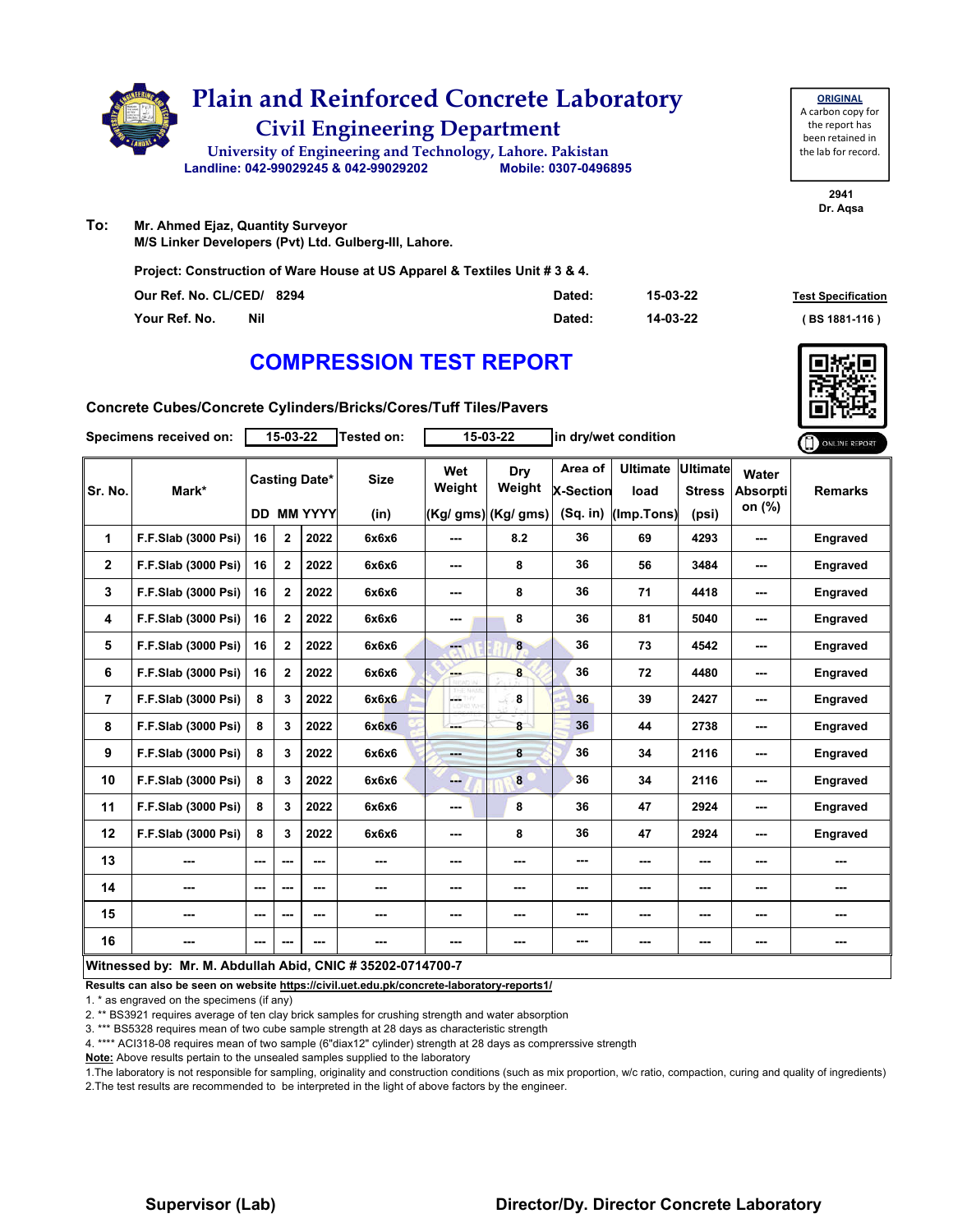# Plain and Reinforced Concrete Laboratory

## Civil Engineering Department

University of Engineering and Technology, Lahore. Pakistan

Landline: 042-99029245 & 042-99029202 Mobile: 0307-0496895

**ORIGINAL**
A carbon copy for the report has been retained in the lab for record.

2941
Dr. Aqsa

**To:** Mr. Ahmed Ejaz, Quantity Surveyor
M/S Linker Developers (Pvt) Ltd. Gulberg-III, Lahore.

Project: Construction of Ware House at US Apparel & Textiles Unit # 3 & 4.

Our Ref. No. CL/CED/ 8294 Dated: 15-03-22

Your Ref. No. Nil Dated: 14-03-22

Test Specification
( BS 1881-116 )

# COMPRESSION TEST REPORT

Concrete Cubes/Concrete Cylinders/Bricks/Cores/Tuff Tiles/Pavers

Specimens received on: 15-03-22 Tested on: 15-03-22 in dry/wet condition

| Sr. No. | Mark* | Casting Date* | | | Size | Wet Weight | Dry Weight | Area of X-Section | Ultimate load | Ultimate Stress | Water Absorption (%) | Remarks |
|---|---|---|---|---|---|---|---|---|---|---|---|---|
| | | DD | MM | YYYY | (in) | (Kg/ gms) | (Kg/ gms) | (Sq. in) | (Imp.Tons) | (psi) | | |
| 1 | F.F.Slab (3000 Psi) | 16 | 2 | 2022 | 6x6x6 | --- | 8.2 | 36 | 69 | 4293 | --- | Engraved |
| 2 | F.F.Slab (3000 Psi) | 16 | 2 | 2022 | 6x6x6 | --- | 8 | 36 | 56 | 3484 | --- | Engraved |
| 3 | F.F.Slab (3000 Psi) | 16 | 2 | 2022 | 6x6x6 | --- | 8 | 36 | 71 | 4418 | --- | Engraved |
| 4 | F.F.Slab (3000 Psi) | 16 | 2 | 2022 | 6x6x6 | --- | 8 | 36 | 81 | 5040 | --- | Engraved |
| 5 | F.F.Slab (3000 Psi) | 16 | 2 | 2022 | 6x6x6 | --- | 8 | 36 | 73 | 4542 | --- | Engraved |
| 6 | F.F.Slab (3000 Psi) | 16 | 2 | 2022 | 6x6x6 | --- | 8 | 36 | 72 | 4480 | --- | Engraved |
| 7 | F.F.Slab (3000 Psi) | 8 | 3 | 2022 | 6x6x6 | --- | 8 | 36 | 39 | 2427 | --- | Engraved |
| 8 | F.F.Slab (3000 Psi) | 8 | 3 | 2022 | 6x6x6 | --- | 8 | 36 | 44 | 2738 | --- | Engraved |
| 9 | F.F.Slab (3000 Psi) | 8 | 3 | 2022 | 6x6x6 | --- | 8 | 36 | 34 | 2116 | --- | Engraved |
| 10 | F.F.Slab (3000 Psi) | 8 | 3 | 2022 | 6x6x6 | --- | 8 | 36 | 34 | 2116 | --- | Engraved |
| 11 | F.F.Slab (3000 Psi) | 8 | 3 | 2022 | 6x6x6 | --- | 8 | 36 | 47 | 2924 | --- | Engraved |
| 12 | F.F.Slab (3000 Psi) | 8 | 3 | 2022 | 6x6x6 | --- | 8 | 36 | 47 | 2924 | --- | Engraved |
| 13 | --- | --- | --- | --- | --- | --- | --- | --- | --- | --- | --- | --- |
| 14 | --- | --- | --- | --- | --- | --- | --- | --- | --- | --- | --- | --- |
| 15 | --- | --- | --- | --- | --- | --- | --- | --- | --- | --- | --- | --- |
| 16 | --- | --- | --- | --- | --- | --- | --- | --- | --- | --- | --- | --- |

**Witnessed by: Mr. M. Abdullah Abid, CNIC # 35202-0714700-7**

**Results can also be seen on website https://civil.uet.edu.pk/concrete-laboratory-reports1/**

1. * as engraved on the specimens (if any)
2. ** BS3921 requires average of ten clay brick samples for crushing strength and water absorption
3. *** BS5328 requires mean of two cube sample strength at 28 days as characteristic strength
4. **** ACI318-08 requires mean of two sample (6"diax12" cylinder) strength at 28 days as comprerssive strength

**Note:** Above results pertain to the unsealed samples supplied to the laboratory

1.The laboratory is not responsible for sampling, originality and construction conditions (such as mix proportion, w/c ratio, compaction, curing and quality of ingredients)
2.The test results are recommended to be interpreted in the light of above factors by the engineer.

**Supervisor (Lab)** **Director/Dy. Director Concrete Laboratory**